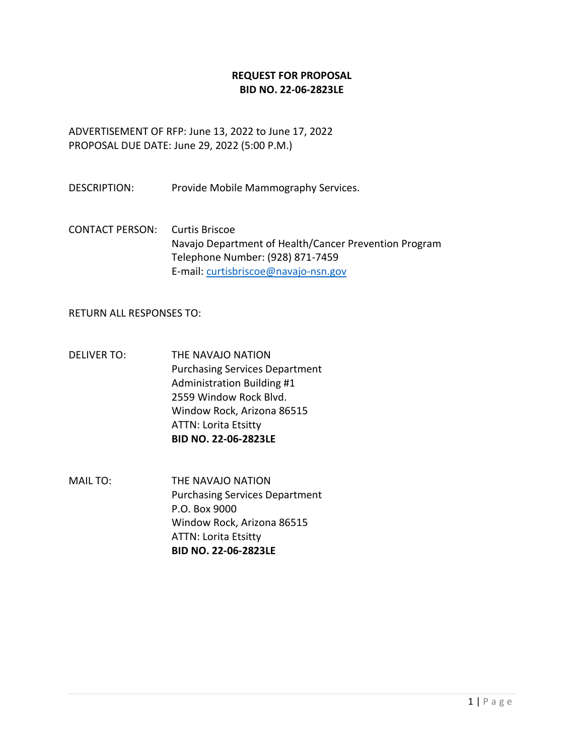# REQUEST FOR PROPOSAL
# BID NO. 22-06-2823LE

ADVERTISEMENT OF RFP: June 13, 2022 to June 17, 2022
PROPOSAL DUE DATE: June 29, 2022 (5:00 P.M.)

DESCRIPTION: Provide Mobile Mammography Services.

CONTACT PERSON: Curtis Briscoe
Navajo Department of Health/Cancer Prevention Program
Telephone Number: (928) 871-7459
E-mail: curtisbriscoe@navajo-nsn.gov

RETURN ALL RESPONSES TO:

DELIVER TO: THE NAVAJO NATION
Purchasing Services Department
Administration Building #1
2559 Window Rock Blvd.
Window Rock, Arizona 86515
ATTN: Lorita Etsitty
**BID NO. 22-06-2823LE**

MAIL TO: THE NAVAJO NATION
Purchasing Services Department
P.O. Box 9000
Window Rock, Arizona 86515
ATTN: Lorita Etsitty
**BID NO. 22-06-2823LE**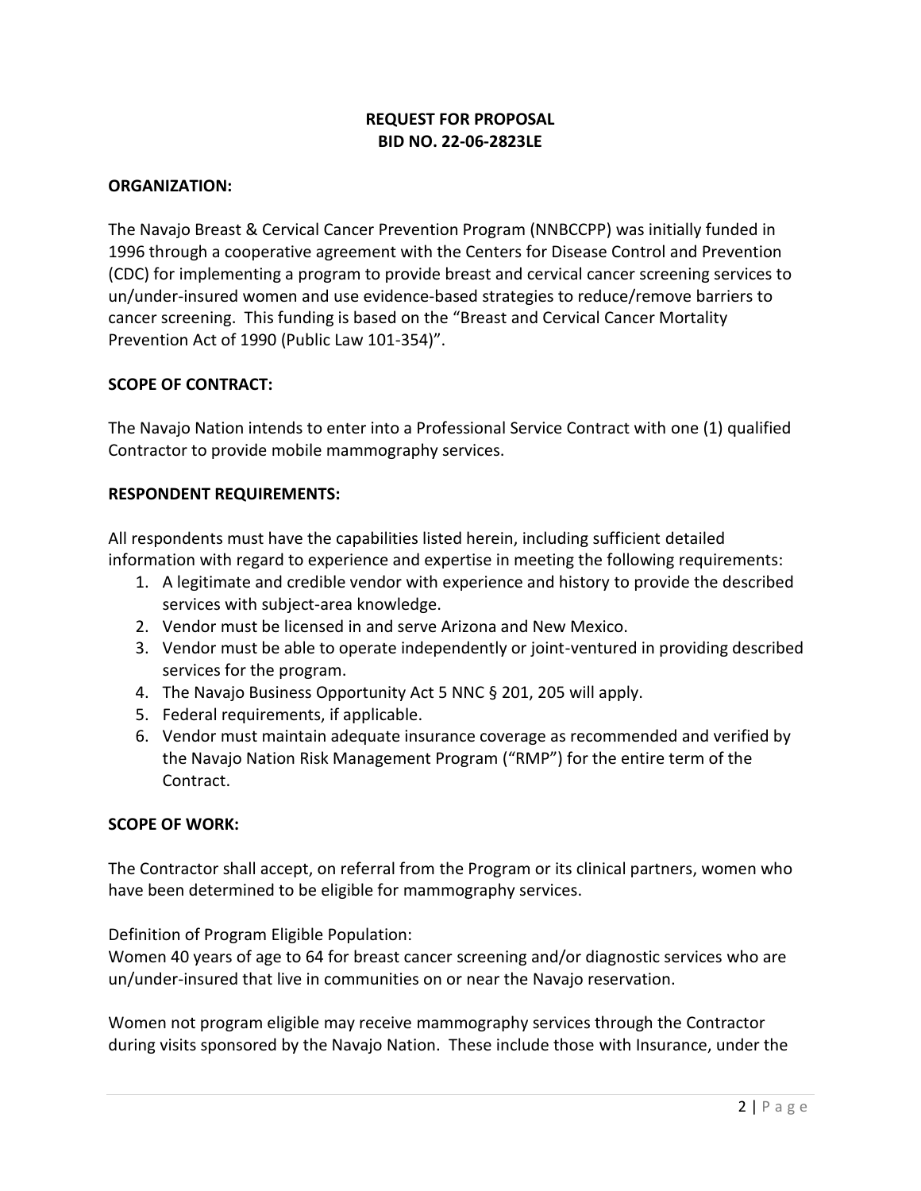**REQUEST FOR PROPOSAL**
**BID NO. 22-06-2823LE**

**ORGANIZATION:**

The Navajo Breast & Cervical Cancer Prevention Program (NNBCCPP) was initially funded in 1996 through a cooperative agreement with the Centers for Disease Control and Prevention (CDC) for implementing a program to provide breast and cervical cancer screening services to un/under-insured women and use evidence-based strategies to reduce/remove barriers to cancer screening. This funding is based on the "Breast and Cervical Cancer Mortality Prevention Act of 1990 (Public Law 101-354)".

**SCOPE OF CONTRACT:**

The Navajo Nation intends to enter into a Professional Service Contract with one (1) qualified Contractor to provide mobile mammography services.

**RESPONDENT REQUIREMENTS:**

All respondents must have the capabilities listed herein, including sufficient detailed information with regard to experience and expertise in meeting the following requirements:

1. A legitimate and credible vendor with experience and history to provide the described services with subject-area knowledge.
2. Vendor must be licensed in and serve Arizona and New Mexico.
3. Vendor must be able to operate independently or joint-ventured in providing described services for the program.
4. The Navajo Business Opportunity Act 5 NNC § 201, 205 will apply.
5. Federal requirements, if applicable.
6. Vendor must maintain adequate insurance coverage as recommended and verified by the Navajo Nation Risk Management Program ("RMP") for the entire term of the Contract.

**SCOPE OF WORK:**

The Contractor shall accept, on referral from the Program or its clinical partners, women who have been determined to be eligible for mammography services.

Definition of Program Eligible Population:
Women 40 years of age to 64 for breast cancer screening and/or diagnostic services who are un/under-insured that live in communities on or near the Navajo reservation.

Women not program eligible may receive mammography services through the Contractor during visits sponsored by the Navajo Nation. These include those with Insurance, under the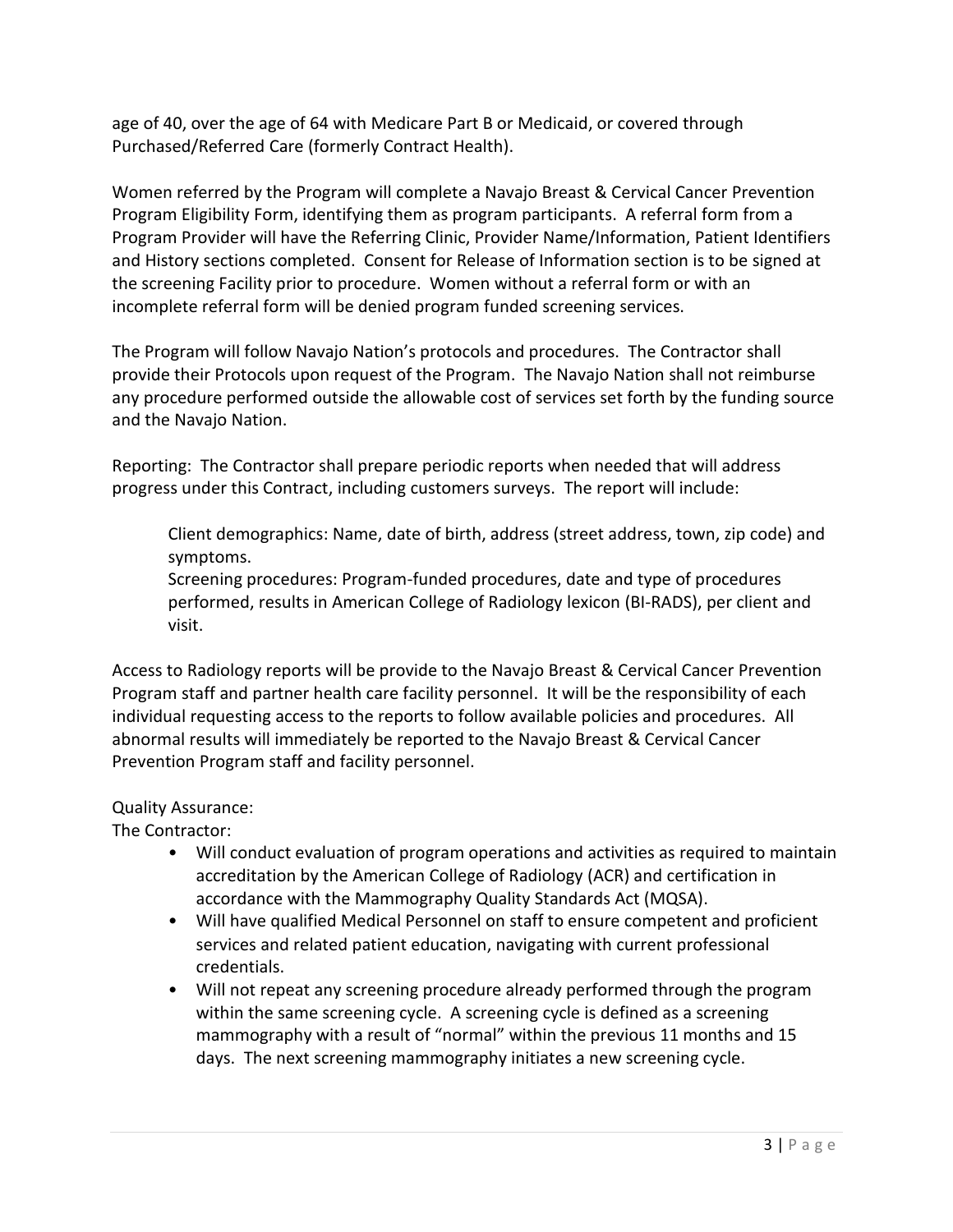age of 40, over the age of 64 with Medicare Part B or Medicaid, or covered through Purchased/Referred Care (formerly Contract Health).

Women referred by the Program will complete a Navajo Breast & Cervical Cancer Prevention Program Eligibility Form, identifying them as program participants. A referral form from a Program Provider will have the Referring Clinic, Provider Name/Information, Patient Identifiers and History sections completed. Consent for Release of Information section is to be signed at the screening Facility prior to procedure. Women without a referral form or with an incomplete referral form will be denied program funded screening services.

The Program will follow Navajo Nation's protocols and procedures. The Contractor shall provide their Protocols upon request of the Program. The Navajo Nation shall not reimburse any procedure performed outside the allowable cost of services set forth by the funding source and the Navajo Nation.

Reporting: The Contractor shall prepare periodic reports when needed that will address progress under this Contract, including customers surveys. The report will include:

> Client demographics: Name, date of birth, address (street address, town, zip code) and symptoms.
> Screening procedures: Program-funded procedures, date and type of procedures performed, results in American College of Radiology lexicon (BI-RADS), per client and visit.

Access to Radiology reports will be provide to the Navajo Breast & Cervical Cancer Prevention Program staff and partner health care facility personnel. It will be the responsibility of each individual requesting access to the reports to follow available policies and procedures. All abnormal results will immediately be reported to the Navajo Breast & Cervical Cancer Prevention Program staff and facility personnel.

Quality Assurance:
The Contractor:

- Will conduct evaluation of program operations and activities as required to maintain accreditation by the American College of Radiology (ACR) and certification in accordance with the Mammography Quality Standards Act (MQSA).
- Will have qualified Medical Personnel on staff to ensure competent and proficient services and related patient education, navigating with current professional credentials.
- Will not repeat any screening procedure already performed through the program within the same screening cycle. A screening cycle is defined as a screening mammography with a result of "normal" within the previous 11 months and 15 days. The next screening mammography initiates a new screening cycle.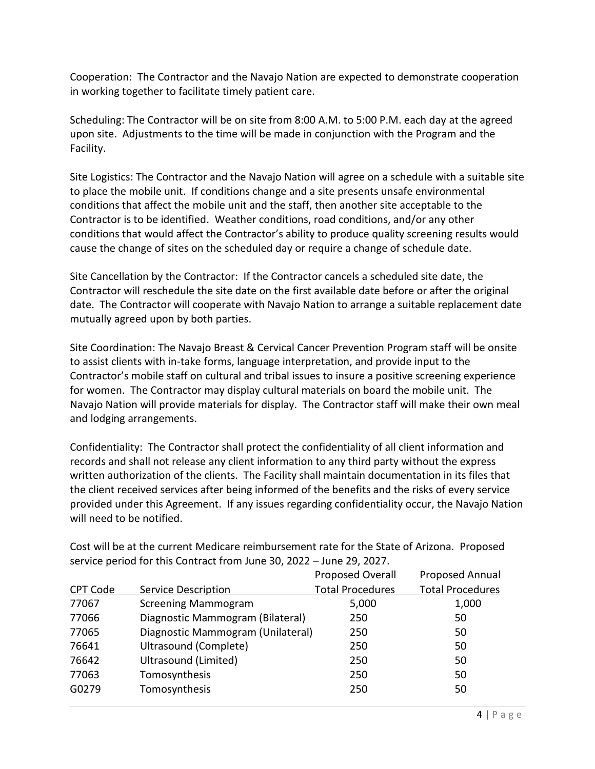Cooperation: The Contractor and the Navajo Nation are expected to demonstrate cooperation in working together to facilitate timely patient care.

Scheduling: The Contractor will be on site from 8:00 A.M. to 5:00 P.M. each day at the agreed upon site. Adjustments to the time will be made in conjunction with the Program and the Facility.

Site Logistics: The Contractor and the Navajo Nation will agree on a schedule with a suitable site to place the mobile unit. If conditions change and a site presents unsafe environmental conditions that affect the mobile unit and the staff, then another site acceptable to the Contractor is to be identified. Weather conditions, road conditions, and/or any other conditions that would affect the Contractor's ability to produce quality screening results would cause the change of sites on the scheduled day or require a change of schedule date.

Site Cancellation by the Contractor: If the Contractor cancels a scheduled site date, the Contractor will reschedule the site date on the first available date before or after the original date. The Contractor will cooperate with Navajo Nation to arrange a suitable replacement date mutually agreed upon by both parties.

Site Coordination: The Navajo Breast & Cervical Cancer Prevention Program staff will be onsite to assist clients with in-take forms, language interpretation, and provide input to the Contractor's mobile staff on cultural and tribal issues to insure a positive screening experience for women. The Contractor may display cultural materials on board the mobile unit. The Navajo Nation will provide materials for display. The Contractor staff will make their own meal and lodging arrangements.

Confidentiality: The Contractor shall protect the confidentiality of all client information and records and shall not release any client information to any third party without the express written authorization of the clients. The Facility shall maintain documentation in its files that the client received services after being informed of the benefits and the risks of every service provided under this Agreement. If any issues regarding confidentiality occur, the Navajo Nation will need to be notified.

Cost will be at the current Medicare reimbursement rate for the State of Arizona. Proposed service period for this Contract from June 30, 2022 – June 29, 2027.

| CPT Code | Service Description | Proposed Overall Total Procedures | Proposed Annual Total Procedures |
|---|---|---|---|
| 77067 | Screening Mammogram | 5,000 | 1,000 |
| 77066 | Diagnostic Mammogram (Bilateral) | 250 | 50 |
| 77065 | Diagnostic Mammogram (Unilateral) | 250 | 50 |
| 76641 | Ultrasound (Complete) | 250 | 50 |
| 76642 | Ultrasound (Limited) | 250 | 50 |
| 77063 | Tomosynthesis | 250 | 50 |
| G0279 | Tomosynthesis | 250 | 50 |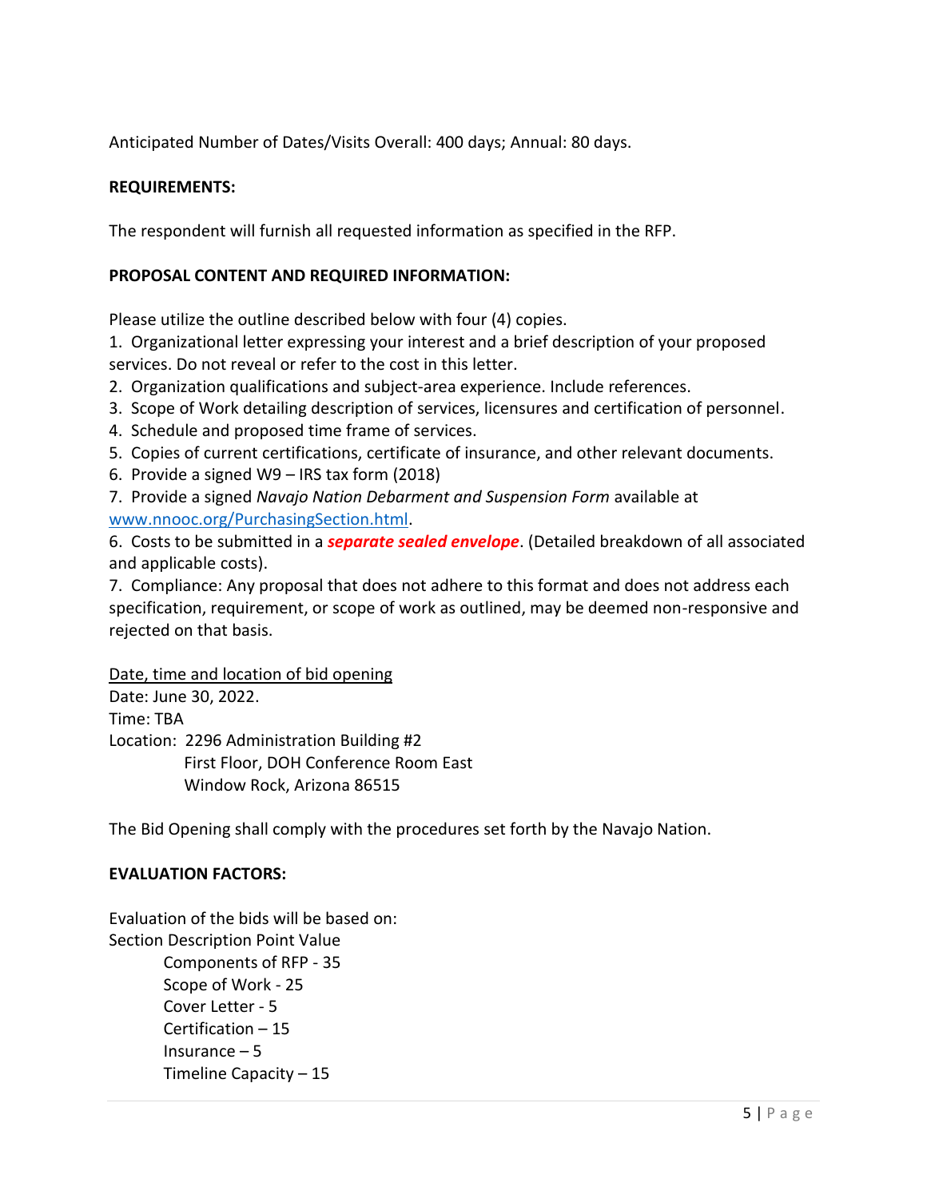Anticipated Number of Dates/Visits Overall: 400 days; Annual: 80 days.

**REQUIREMENTS:**

The respondent will furnish all requested information as specified in the RFP.

**PROPOSAL CONTENT AND REQUIRED INFORMATION:**

Please utilize the outline described below with four (4) copies.

1. Organizational letter expressing your interest and a brief description of your proposed services. Do not reveal or refer to the cost in this letter.
2. Organization qualifications and subject-area experience. Include references.
3. Scope of Work detailing description of services, licensures and certification of personnel.
4. Schedule and proposed time frame of services.
5. Copies of current certifications, certificate of insurance, and other relevant documents.
6. Provide a signed W9 – IRS tax form (2018)
7. Provide a signed *Navajo Nation Debarment and Suspension Form* available at www.nnooc.org/PurchasingSection.html.

6. Costs to be submitted in a ***separate sealed envelope***. (Detailed breakdown of all associated and applicable costs).

7. Compliance: Any proposal that does not adhere to this format and does not address each specification, requirement, or scope of work as outlined, may be deemed non-responsive and rejected on that basis.

<u>Date, time and location of bid opening</u>
Date: June 30, 2022.
Time: TBA
Location: 2296 Administration Building #2
First Floor, DOH Conference Room East
Window Rock, Arizona 86515

The Bid Opening shall comply with the procedures set forth by the Navajo Nation.

**EVALUATION FACTORS:**

Evaluation of the bids will be based on:
Section Description Point Value

- Components of RFP - 35
- Scope of Work - 25
- Cover Letter - 5
- Certification – 15
- Insurance – 5
- Timeline Capacity – 15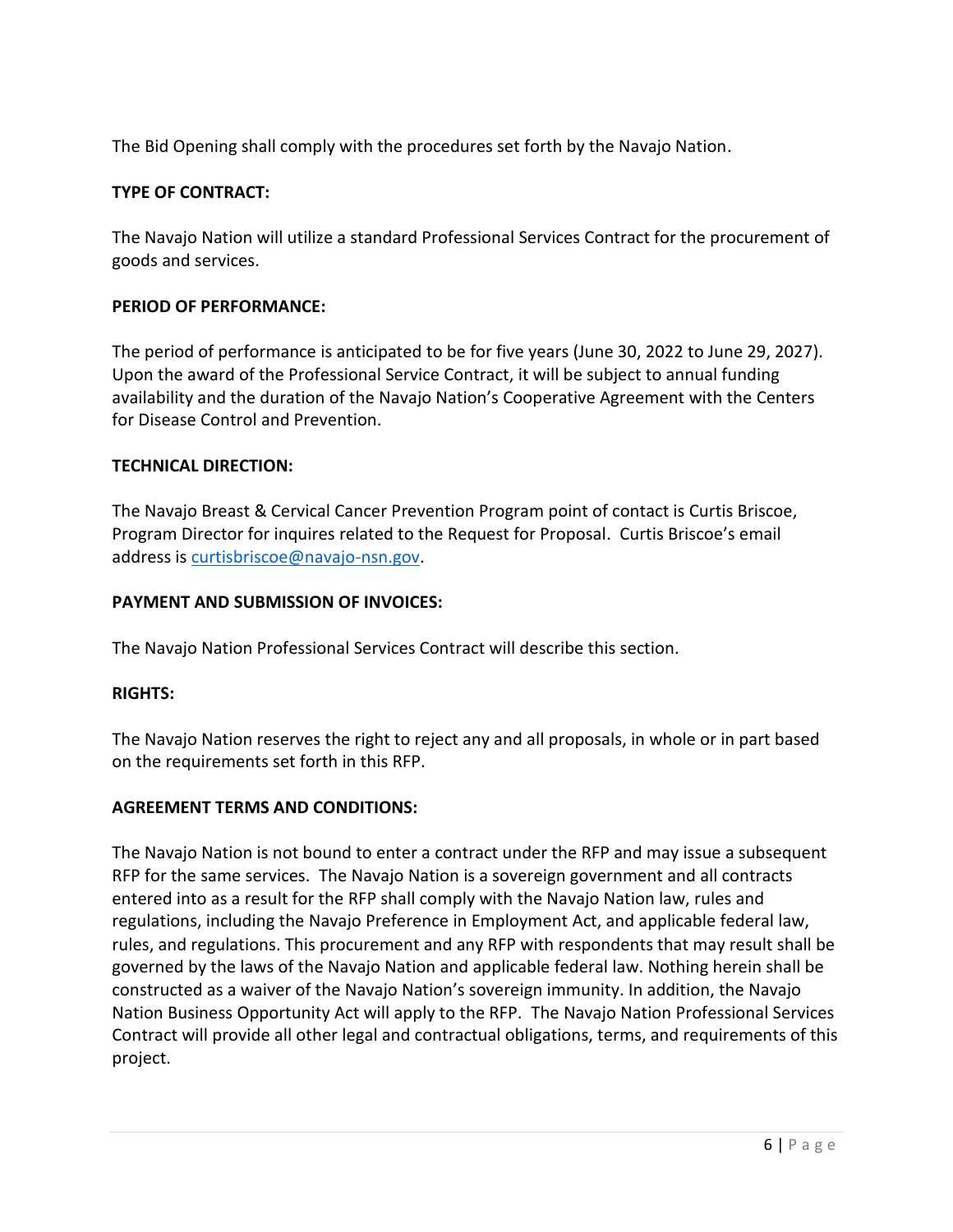The Bid Opening shall comply with the procedures set forth by the Navajo Nation.

**TYPE OF CONTRACT:**

The Navajo Nation will utilize a standard Professional Services Contract for the procurement of goods and services.

**PERIOD OF PERFORMANCE:**

The period of performance is anticipated to be for five years (June 30, 2022 to June 29, 2027). Upon the award of the Professional Service Contract, it will be subject to annual funding availability and the duration of the Navajo Nation's Cooperative Agreement with the Centers for Disease Control and Prevention.

**TECHNICAL DIRECTION:**

The Navajo Breast & Cervical Cancer Prevention Program point of contact is Curtis Briscoe, Program Director for inquires related to the Request for Proposal. Curtis Briscoe's email address is curtisbriscoe@navajo-nsn.gov.

**PAYMENT AND SUBMISSION OF INVOICES:**

The Navajo Nation Professional Services Contract will describe this section.

**RIGHTS:**

The Navajo Nation reserves the right to reject any and all proposals, in whole or in part based on the requirements set forth in this RFP.

**AGREEMENT TERMS AND CONDITIONS:**

The Navajo Nation is not bound to enter a contract under the RFP and may issue a subsequent RFP for the same services. The Navajo Nation is a sovereign government and all contracts entered into as a result for the RFP shall comply with the Navajo Nation law, rules and regulations, including the Navajo Preference in Employment Act, and applicable federal law, rules, and regulations. This procurement and any RFP with respondents that may result shall be governed by the laws of the Navajo Nation and applicable federal law. Nothing herein shall be constructed as a waiver of the Navajo Nation's sovereign immunity. In addition, the Navajo Nation Business Opportunity Act will apply to the RFP. The Navajo Nation Professional Services Contract will provide all other legal and contractual obligations, terms, and requirements of this project.